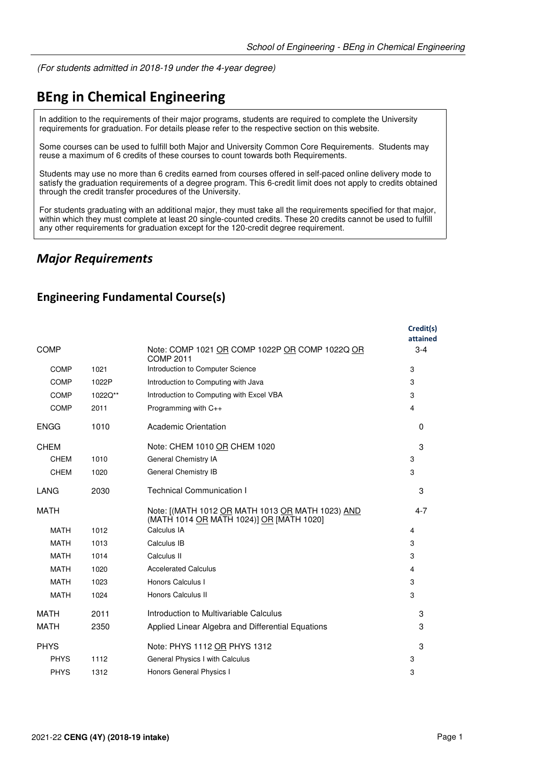*(For students admitted in 2018-19 under the 4-year degree)*

# BEng in Chemical Engineering

In addition to the requirements of their major programs, students are required to complete the University requirements for graduation. For details please refer to the respective section on this website.

Some courses can be used to fulfill both Major and University Common Core Requirements. Students may reuse a maximum of 6 credits of these courses to count towards both Requirements.

Students may use no more than 6 credits earned from courses offered in self-paced online delivery mode to satisfy the graduation requirements of a degree program. This 6-credit limit does not apply to credits obtained through the credit transfer procedures of the University.

For students graduating with an additional major, they must take all the requirements specified for that major, within which they must complete at least 20 single-counted credits. These 20 credits cannot be used to fulfill any other requirements for graduation except for the 120-credit degree requirement.

## *Major Requirements*

### Engineering Fundamental Course(s)

| | | | Credit(s) attained |
|---|---|---|---|
| COMP | | Note: COMP 1021 OR COMP 1022P OR COMP 1022Q OR COMP 2011 | 3-4 |
| COMP | 1021 | Introduction to Computer Science | 3 |
| COMP | 1022P | Introduction to Computing with Java | 3 |
| COMP | 1022Q** | Introduction to Computing with Excel VBA | 3 |
| COMP | 2011 | Programming with C++ | 4 |
| ENGG | 1010 | Academic Orientation | 0 |
| CHEM | | Note: CHEM 1010 OR CHEM 1020 | 3 |
| CHEM | 1010 | General Chemistry IA | 3 |
| CHEM | 1020 | General Chemistry IB | 3 |
| LANG | 2030 | Technical Communication I | 3 |
| MATH | | Note: [(MATH 1012 OR MATH 1013 OR MATH 1023) AND (MATH 1014 OR MATH 1024)] OR [MATH 1020] | 4-7 |
| MATH | 1012 | Calculus IA | 4 |
| MATH | 1013 | Calculus IB | 3 |
| MATH | 1014 | Calculus II | 3 |
| MATH | 1020 | Accelerated Calculus | 4 |
| MATH | 1023 | Honors Calculus I | 3 |
| MATH | 1024 | Honors Calculus II | 3 |
| MATH | 2011 | Introduction to Multivariable Calculus | 3 |
| MATH | 2350 | Applied Linear Algebra and Differential Equations | 3 |
| PHYS | | Note: PHYS 1112 OR PHYS 1312 | 3 |
| PHYS | 1112 | General Physics I with Calculus | 3 |
| PHYS | 1312 | Honors General Physics I | 3 |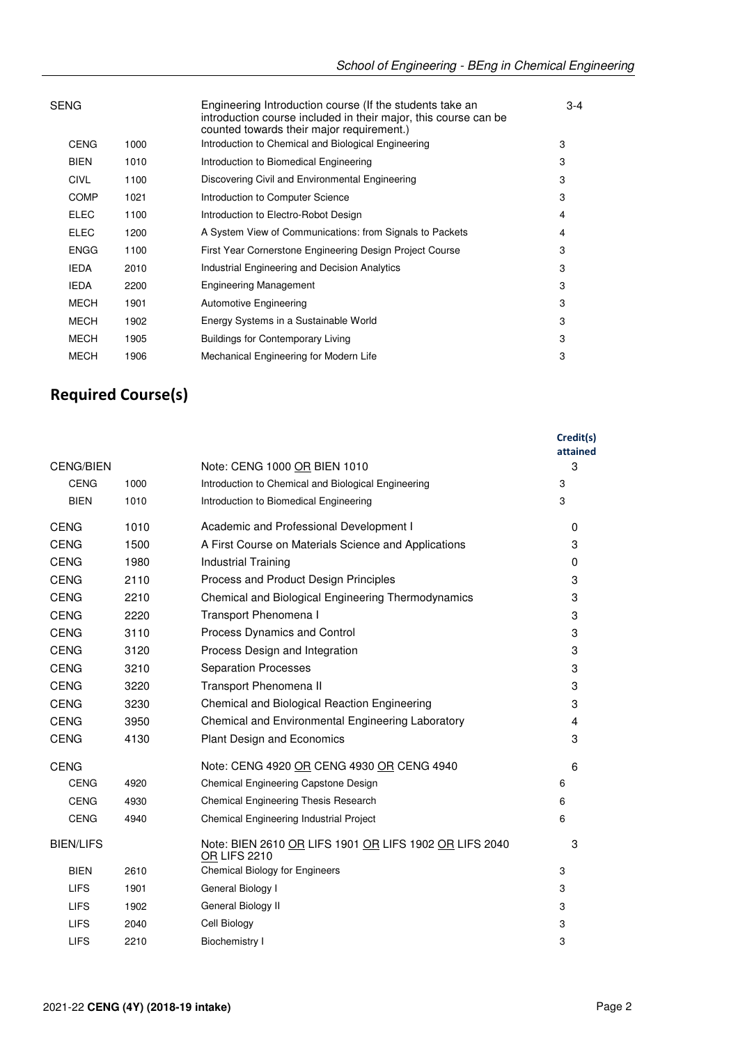| | | | |
|---|---|---|---|
| SENG | | Engineering Introduction course (If the students take an introduction course included in their major, this course can be counted towards their major requirement.) | 3-4 |
| CENG | 1000 | Introduction to Chemical and Biological Engineering | 3 |
| BIEN | 1010 | Introduction to Biomedical Engineering | 3 |
| CIVL | 1100 | Discovering Civil and Environmental Engineering | 3 |
| COMP | 1021 | Introduction to Computer Science | 3 |
| ELEC | 1100 | Introduction to Electro-Robot Design | 4 |
| ELEC | 1200 | A System View of Communications: from Signals to Packets | 4 |
| ENGG | 1100 | First Year Cornerstone Engineering Design Project Course | 3 |
| IEDA | 2010 | Industrial Engineering and Decision Analytics | 3 |
| IEDA | 2200 | Engineering Management | 3 |
| MECH | 1901 | Automotive Engineering | 3 |
| MECH | 1902 | Energy Systems in a Sustainable World | 3 |
| MECH | 1905 | Buildings for Contemporary Living | 3 |
| MECH | 1906 | Mechanical Engineering for Modern Life | 3 |

## Required Course(s)

| | | | Credit(s) attained |
|---|---|---|---|
| CENG/BIEN | | Note: CENG 1000 OR BIEN 1010 | 3 |
| CENG | 1000 | Introduction to Chemical and Biological Engineering | 3 |
| BIEN | 1010 | Introduction to Biomedical Engineering | 3 |
| CENG | 1010 | Academic and Professional Development I | 0 |
| CENG | 1500 | A First Course on Materials Science and Applications | 3 |
| CENG | 1980 | Industrial Training | 0 |
| CENG | 2110 | Process and Product Design Principles | 3 |
| CENG | 2210 | Chemical and Biological Engineering Thermodynamics | 3 |
| CENG | 2220 | Transport Phenomena I | 3 |
| CENG | 3110 | Process Dynamics and Control | 3 |
| CENG | 3120 | Process Design and Integration | 3 |
| CENG | 3210 | Separation Processes | 3 |
| CENG | 3220 | Transport Phenomena II | 3 |
| CENG | 3230 | Chemical and Biological Reaction Engineering | 3 |
| CENG | 3950 | Chemical and Environmental Engineering Laboratory | 4 |
| CENG | 4130 | Plant Design and Economics | 3 |
| CENG | | Note: CENG 4920 OR CENG 4930 OR CENG 4940 | 6 |
| CENG | 4920 | Chemical Engineering Capstone Design | 6 |
| CENG | 4930 | Chemical Engineering Thesis Research | 6 |
| CENG | 4940 | Chemical Engineering Industrial Project | 6 |
| BIEN/LIFS | | Note: BIEN 2610 OR LIFS 1901 OR LIFS 1902 OR LIFS 2040 OR LIFS 2210 | 3 |
| BIEN | 2610 | Chemical Biology for Engineers | 3 |
| LIFS | 1901 | General Biology I | 3 |
| LIFS | 1902 | General Biology II | 3 |
| LIFS | 2040 | Cell Biology | 3 |
| LIFS | 2210 | Biochemistry I | 3 |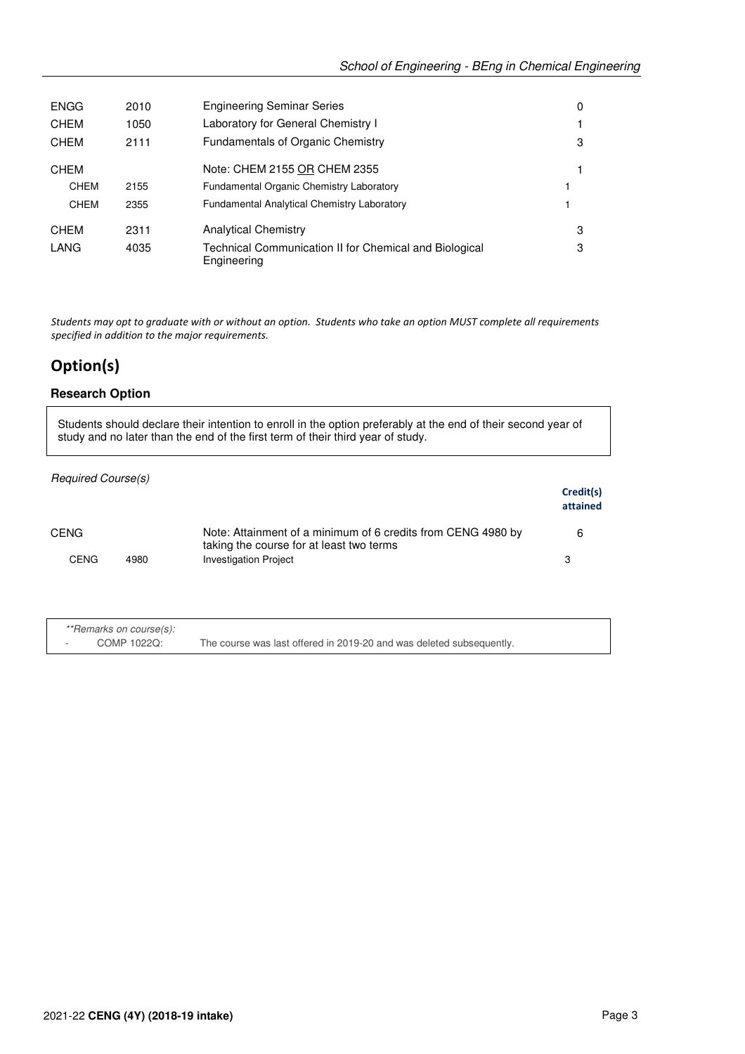| | | | | |
|---|---|---|---|---|
| ENGG | 2010 | Engineering Seminar Series | | 0 |
| CHEM | 1050 | Laboratory for General Chemistry I | | 1 |
| CHEM | 2111 | Fundamentals of Organic Chemistry | | 3 |
| CHEM | | Note: CHEM 2155 OR CHEM 2355 | | 1 |
| CHEM | 2155 | Fundamental Organic Chemistry Laboratory | 1 | |
| CHEM | 2355 | Fundamental Analytical Chemistry Laboratory | 1 | |
| CHEM | 2311 | Analytical Chemistry | | 3 |
| LANG | 4035 | Technical Communication II for Chemical and Biological Engineering | | 3 |

*Students may opt to graduate with or without an option. Students who take an option MUST complete all requirements specified in addition to the major requirements.*

# Option(s)

### Research Option

Students should declare their intention to enroll in the option preferably at the end of their second year of study and no later than the end of the first term of their third year of study.

*Required Course(s)*

| | | | Credit(s) attained |
|---|---|---|---|
| CENG | | Note: Attainment of a minimum of 6 credits from CENG 4980 by taking the course for at least two terms | 6 |
| CENG | 4980 | Investigation Project | 3 |

*\*\*Remarks on course(s):*

- COMP 1022Q: The course was last offered in 2019-20 and was deleted subsequently.